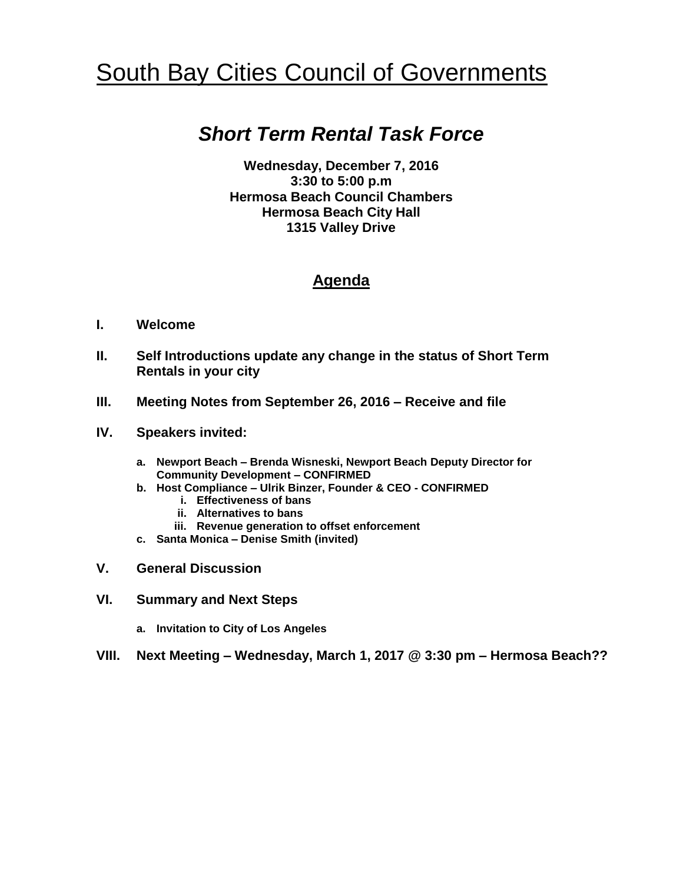# South Bay Cities Council of Governments

## *Short Term Rental Task Force*

**Wednesday, December 7, 2016**
**3:30 to 5:00 p.m**
**Hermosa Beach Council Chambers**
**Hermosa Beach City Hall**
**1315 Valley Drive**

### Agenda

**I. Welcome**

**II. Self Introductions update any change in the status of Short Term Rentals in your city**

**III. Meeting Notes from September 26, 2016 – Receive and file**

**IV. Speakers invited:**

- **a. Newport Beach – Brenda Wisneski, Newport Beach Deputy Director for Community Development – CONFIRMED**
- **b. Host Compliance – Ulrik Binzer, Founder & CEO - CONFIRMED**
  - **i. Effectiveness of bans**
  - **ii. Alternatives to bans**
  - **iii. Revenue generation to offset enforcement**
- **c. Santa Monica – Denise Smith (invited)**

**V. General Discussion**

**VI. Summary and Next Steps**

- **a. Invitation to City of Los Angeles**

**VIII. Next Meeting – Wednesday, March 1, 2017 @ 3:30 pm – Hermosa Beach??**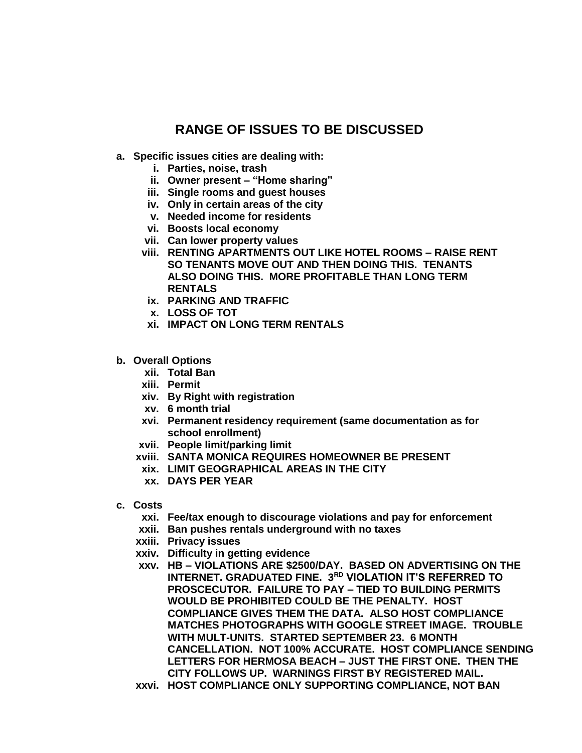# RANGE OF ISSUES TO BE DISCUSSED

**a. Specific issues cities are dealing with:**

- **i. Parties, noise, trash**
- **ii. Owner present – "Home sharing"**
- **iii. Single rooms and guest houses**
- **iv. Only in certain areas of the city**
- **v. Needed income for residents**
- **vi. Boosts local economy**
- **vii. Can lower property values**
- **viii. RENTING APARTMENTS OUT LIKE HOTEL ROOMS – RAISE RENT SO TENANTS MOVE OUT AND THEN DOING THIS. TENANTS ALSO DOING THIS. MORE PROFITABLE THAN LONG TERM RENTALS**
- **ix. PARKING AND TRAFFIC**
- **x. LOSS OF TOT**
- **xi. IMPACT ON LONG TERM RENTALS**

**b. Overall Options**

- **xii. Total Ban**
- **xiii. Permit**
- **xiv. By Right with registration**
- **xv. 6 month trial**
- **xvi. Permanent residency requirement (same documentation as for school enrollment)**
- **xvii. People limit/parking limit**
- **xviii. SANTA MONICA REQUIRES HOMEOWNER BE PRESENT**
- **xix. LIMIT GEOGRAPHICAL AREAS IN THE CITY**
- **xx. DAYS PER YEAR**

**c. Costs**

- **xxi. Fee/tax enough to discourage violations and pay for enforcement**
- **xxii. Ban pushes rentals underground with no taxes**
- **xxiii. Privacy issues**
- **xxiv. Difficulty in getting evidence**
- **xxv. HB – VIOLATIONS ARE $2500/DAY. BASED ON ADVERTISING ON THE INTERNET. GRADUATED FINE. 3RD VIOLATION IT'S REFERRED TO PROSCECUTOR. FAILURE TO PAY – TIED TO BUILDING PERMITS WOULD BE PROHIBITED COULD BE THE PENALTY. HOST COMPLIANCE GIVES THEM THE DATA. ALSO HOST COMPLIANCE MATCHES PHOTOGRAPHS WITH GOOGLE STREET IMAGE. TROUBLE WITH MULT-UNITS. STARTED SEPTEMBER 23. 6 MONTH CANCELLATION. NOT 100% ACCURATE. HOST COMPLIANCE SENDING LETTERS FOR HERMOSA BEACH – JUST THE FIRST ONE. THEN THE CITY FOLLOWS UP. WARNINGS FIRST BY REGISTERED MAIL.**
- **xxvi. HOST COMPLIANCE ONLY SUPPORTING COMPLIANCE, NOT BAN**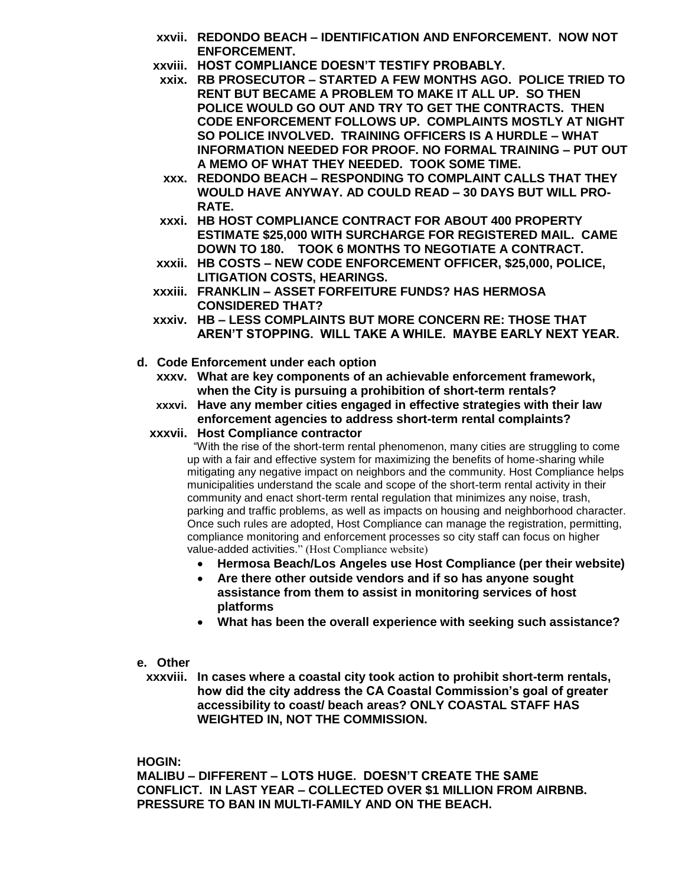xxvii. **REDONDO BEACH – IDENTIFICATION AND ENFORCEMENT. NOW NOT ENFORCEMENT.**

xxviii. **HOST COMPLIANCE DOESN'T TESTIFY PROBABLY.**

xxix. **RB PROSECUTOR – STARTED A FEW MONTHS AGO. POLICE TRIED TO RENT BUT BECAME A PROBLEM TO MAKE IT ALL UP. SO THEN POLICE WOULD GO OUT AND TRY TO GET THE CONTRACTS. THEN CODE ENFORCEMENT FOLLOWS UP. COMPLAINTS MOSTLY AT NIGHT SO POLICE INVOLVED. TRAINING OFFICERS IS A HURDLE – WHAT INFORMATION NEEDED FOR PROOF. NO FORMAL TRAINING – PUT OUT A MEMO OF WHAT THEY NEEDED. TOOK SOME TIME.**

xxx. **REDONDO BEACH – RESPONDING TO COMPLAINT CALLS THAT THEY WOULD HAVE ANYWAY. AD COULD READ – 30 DAYS BUT WILL PRO-RATE.**

xxxi. **HB HOST COMPLIANCE CONTRACT FOR ABOUT 400 PROPERTY ESTIMATE $25,000 WITH SURCHARGE FOR REGISTERED MAIL. CAME DOWN TO 180. TOOK 6 MONTHS TO NEGOTIATE A CONTRACT.**

xxxii. **HB COSTS – NEW CODE ENFORCEMENT OFFICER, $25,000, POLICE, LITIGATION COSTS, HEARINGS.**

xxxiii. **FRANKLIN – ASSET FORFEITURE FUNDS? HAS HERMOSA CONSIDERED THAT?**

xxxiv. **HB – LESS COMPLAINTS BUT MORE CONCERN RE: THOSE THAT AREN'T STOPPING. WILL TAKE A WHILE. MAYBE EARLY NEXT YEAR.**

**d. Code Enforcement under each option**

xxxv. **What are key components of an achievable enforcement framework, when the City is pursuing a prohibition of short-term rentals?**

xxxvi. **Have any member cities engaged in effective strategies with their law enforcement agencies to address short-term rental complaints?**

xxxvii. **Host Compliance contractor**

"With the rise of the short-term rental phenomenon, many cities are struggling to come up with a fair and effective system for maximizing the benefits of home-sharing while mitigating any negative impact on neighbors and the community. Host Compliance helps municipalities understand the scale and scope of the short-term rental activity in their community and enact short-term rental regulation that minimizes any noise, trash, parking and traffic problems, as well as impacts on housing and neighborhood character. Once such rules are adopted, Host Compliance can manage the registration, permitting, compliance monitoring and enforcement processes so city staff can focus on higher value-added activities." (Host Compliance website)

- **Hermosa Beach/Los Angeles use Host Compliance (per their website)**
- **Are there other outside vendors and if so has anyone sought assistance from them to assist in monitoring services of host platforms**
- **What has been the overall experience with seeking such assistance?**

**e. Other**

xxxviii. **In cases where a coastal city took action to prohibit short-term rentals, how did the city address the CA Coastal Commission's goal of greater accessibility to coast/ beach areas? ONLY COASTAL STAFF HAS WEIGHTED IN, NOT THE COMMISSION.**

**HOGIN:**
**MALIBU – DIFFERENT – LOTS HUGE. DOESN'T CREATE THE SAME CONFLICT. IN LAST YEAR – COLLECTED OVER $1 MILLION FROM AIRBNB. PRESSURE TO BAN IN MULTI-FAMILY AND ON THE BEACH.**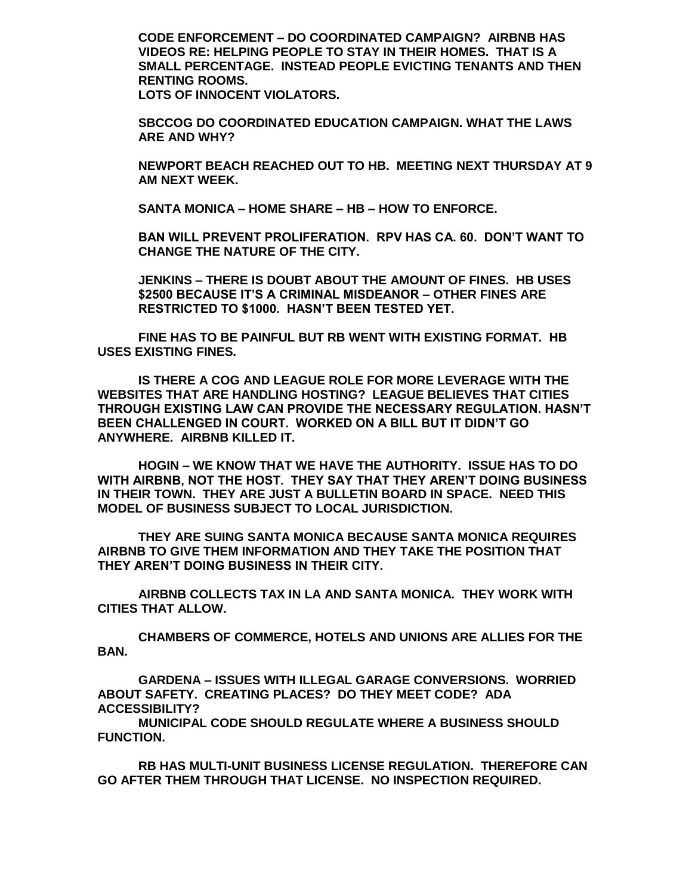**CODE ENFORCEMENT – DO COORDINATED CAMPAIGN? AIRBNB HAS VIDEOS RE: HELPING PEOPLE TO STAY IN THEIR HOMES. THAT IS A SMALL PERCENTAGE. INSTEAD PEOPLE EVICTING TENANTS AND THEN RENTING ROOMS.**
**LOTS OF INNOCENT VIOLATORS.**

**SBCCOG DO COORDINATED EDUCATION CAMPAIGN. WHAT THE LAWS ARE AND WHY?**

**NEWPORT BEACH REACHED OUT TO HB. MEETING NEXT THURSDAY AT 9 AM NEXT WEEK.**

**SANTA MONICA – HOME SHARE – HB – HOW TO ENFORCE.**

**BAN WILL PREVENT PROLIFERATION. RPV HAS CA. 60. DON'T WANT TO CHANGE THE NATURE OF THE CITY.**

**JENKINS – THERE IS DOUBT ABOUT THE AMOUNT OF FINES. HB USES $2500 BECAUSE IT'S A CRIMINAL MISDEANOR – OTHER FINES ARE RESTRICTED TO $1000. HASN'T BEEN TESTED YET.**

**FINE HAS TO BE PAINFUL BUT RB WENT WITH EXISTING FORMAT. HB USES EXISTING FINES.**

**IS THERE A COG AND LEAGUE ROLE FOR MORE LEVERAGE WITH THE WEBSITES THAT ARE HANDLING HOSTING? LEAGUE BELIEVES THAT CITIES THROUGH EXISTING LAW CAN PROVIDE THE NECESSARY REGULATION. HASN'T BEEN CHALLENGED IN COURT. WORKED ON A BILL BUT IT DIDN'T GO ANYWHERE. AIRBNB KILLED IT.**

**HOGIN – WE KNOW THAT WE HAVE THE AUTHORITY. ISSUE HAS TO DO WITH AIRBNB, NOT THE HOST. THEY SAY THAT THEY AREN'T DOING BUSINESS IN THEIR TOWN. THEY ARE JUST A BULLETIN BOARD IN SPACE. NEED THIS MODEL OF BUSINESS SUBJECT TO LOCAL JURISDICTION.**

**THEY ARE SUING SANTA MONICA BECAUSE SANTA MONICA REQUIRES AIRBNB TO GIVE THEM INFORMATION AND THEY TAKE THE POSITION THAT THEY AREN'T DOING BUSINESS IN THEIR CITY.**

**AIRBNB COLLECTS TAX IN LA AND SANTA MONICA. THEY WORK WITH CITIES THAT ALLOW.**

**CHAMBERS OF COMMERCE, HOTELS AND UNIONS ARE ALLIES FOR THE BAN.**

**GARDENA – ISSUES WITH ILLEGAL GARAGE CONVERSIONS. WORRIED ABOUT SAFETY. CREATING PLACES? DO THEY MEET CODE? ADA ACCESSIBILITY?**
**MUNICIPAL CODE SHOULD REGULATE WHERE A BUSINESS SHOULD FUNCTION.**

**RB HAS MULTI-UNIT BUSINESS LICENSE REGULATION. THEREFORE CAN GO AFTER THEM THROUGH THAT LICENSE. NO INSPECTION REQUIRED.**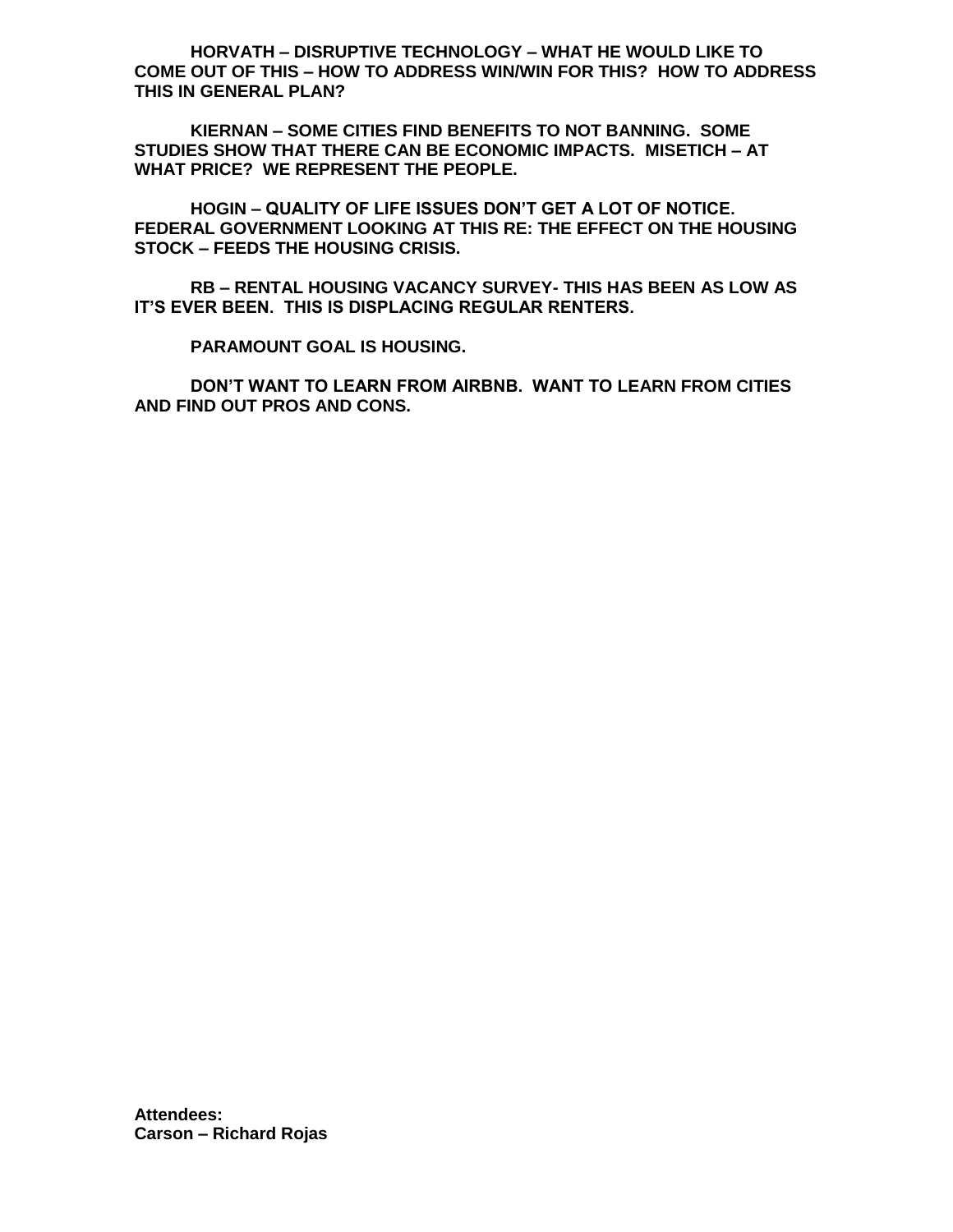**HORVATH – DISRUPTIVE TECHNOLOGY – WHAT HE WOULD LIKE TO COME OUT OF THIS – HOW TO ADDRESS WIN/WIN FOR THIS? HOW TO ADDRESS THIS IN GENERAL PLAN?**

**KIERNAN – SOME CITIES FIND BENEFITS TO NOT BANNING. SOME STUDIES SHOW THAT THERE CAN BE ECONOMIC IMPACTS. MISETICH – AT WHAT PRICE? WE REPRESENT THE PEOPLE.**

**HOGIN – QUALITY OF LIFE ISSUES DON'T GET A LOT OF NOTICE. FEDERAL GOVERNMENT LOOKING AT THIS RE: THE EFFECT ON THE HOUSING STOCK – FEEDS THE HOUSING CRISIS.**

**RB – RENTAL HOUSING VACANCY SURVEY- THIS HAS BEEN AS LOW AS IT'S EVER BEEN. THIS IS DISPLACING REGULAR RENTERS.**

**PARAMOUNT GOAL IS HOUSING.**

**DON'T WANT TO LEARN FROM AIRBNB. WANT TO LEARN FROM CITIES AND FIND OUT PROS AND CONS.**

**Attendees:**
**Carson – Richard Rojas**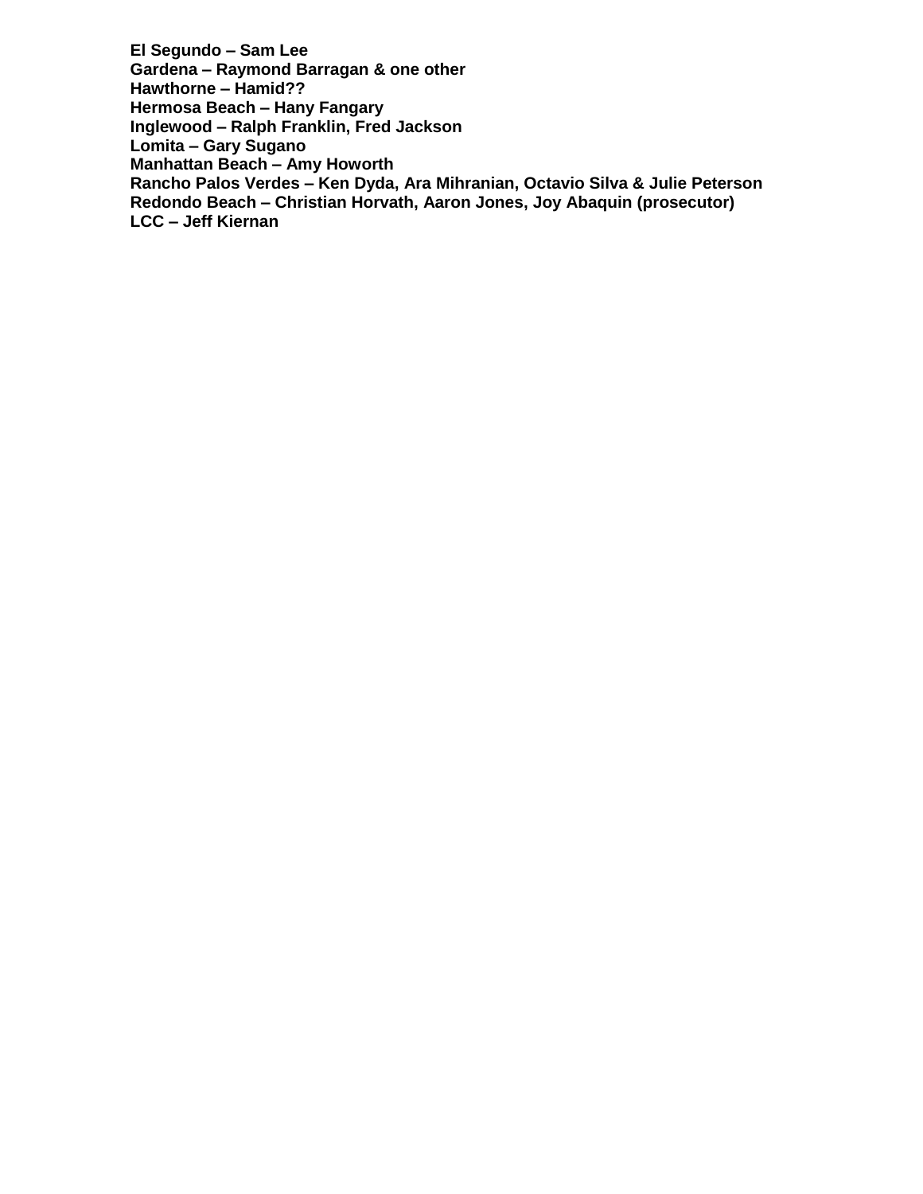**El Segundo – Sam Lee**
**Gardena – Raymond Barragan & one other**
**Hawthorne – Hamid??**
**Hermosa Beach – Hany Fangary**
**Inglewood – Ralph Franklin, Fred Jackson**
**Lomita – Gary Sugano**
**Manhattan Beach – Amy Howorth**
**Rancho Palos Verdes – Ken Dyda, Ara Mihranian, Octavio Silva & Julie Peterson**
**Redondo Beach – Christian Horvath, Aaron Jones, Joy Abaquin (prosecutor)**
**LCC – Jeff Kiernan**